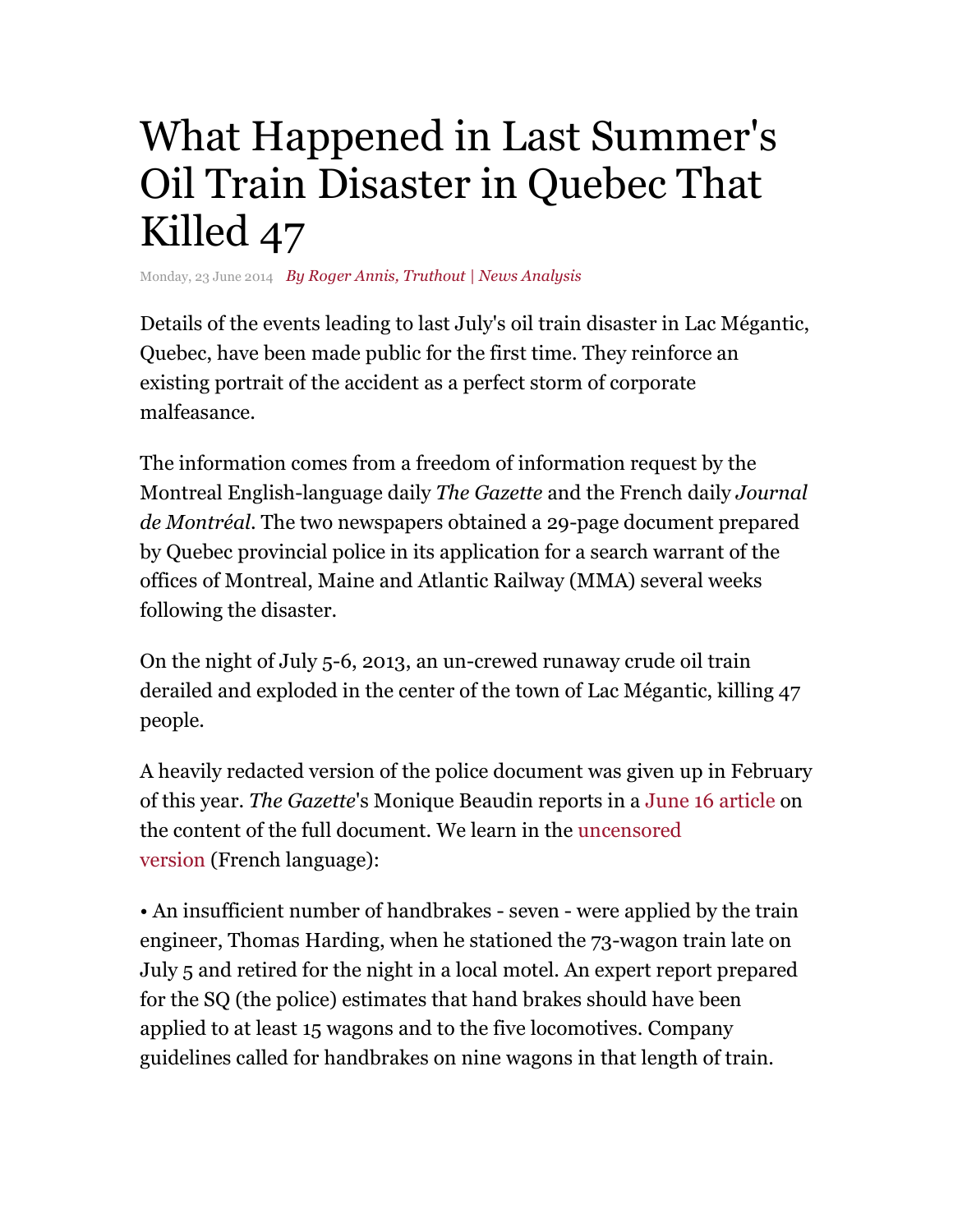# What Happened in Last Summer's Oil Train Disaster in Quebec That Killed 47

Monday, 23 June 2014 *By Roger Annis, Truthout | News Analysis*

Details of the events leading to last July's oil train disaster in Lac Mégantic, Quebec, have been made public for the first time. They reinforce an existing portrait of the accident as a perfect storm of corporate malfeasance.

The information comes from a freedom of information request by the Montreal English-language daily *The Gazette* and the French daily *Journal de Montréal*. The two newspapers obtained a 29-page document prepared by Quebec provincial police in its application for a search warrant of the offices of Montreal, Maine and Atlantic Railway (MMA) several weeks following the disaster.

On the night of July 5-6, 2013, an un-crewed runaway crude oil train derailed and exploded in the center of the town of Lac Mégantic, killing 47 people.

A heavily redacted version of the police document was given up in February of this year. *The Gazette*'s Monique Beaudin reports in a June 16 article on the content of the full document. We learn in the uncensored version (French language):

• An insufficient number of handbrakes - seven - were applied by the train engineer, Thomas Harding, when he stationed the 73-wagon train late on July 5 and retired for the night in a local motel. An expert report prepared for the SQ (the police) estimates that hand brakes should have been applied to at least 15 wagons and to the five locomotives. Company guidelines called for handbrakes on nine wagons in that length of train.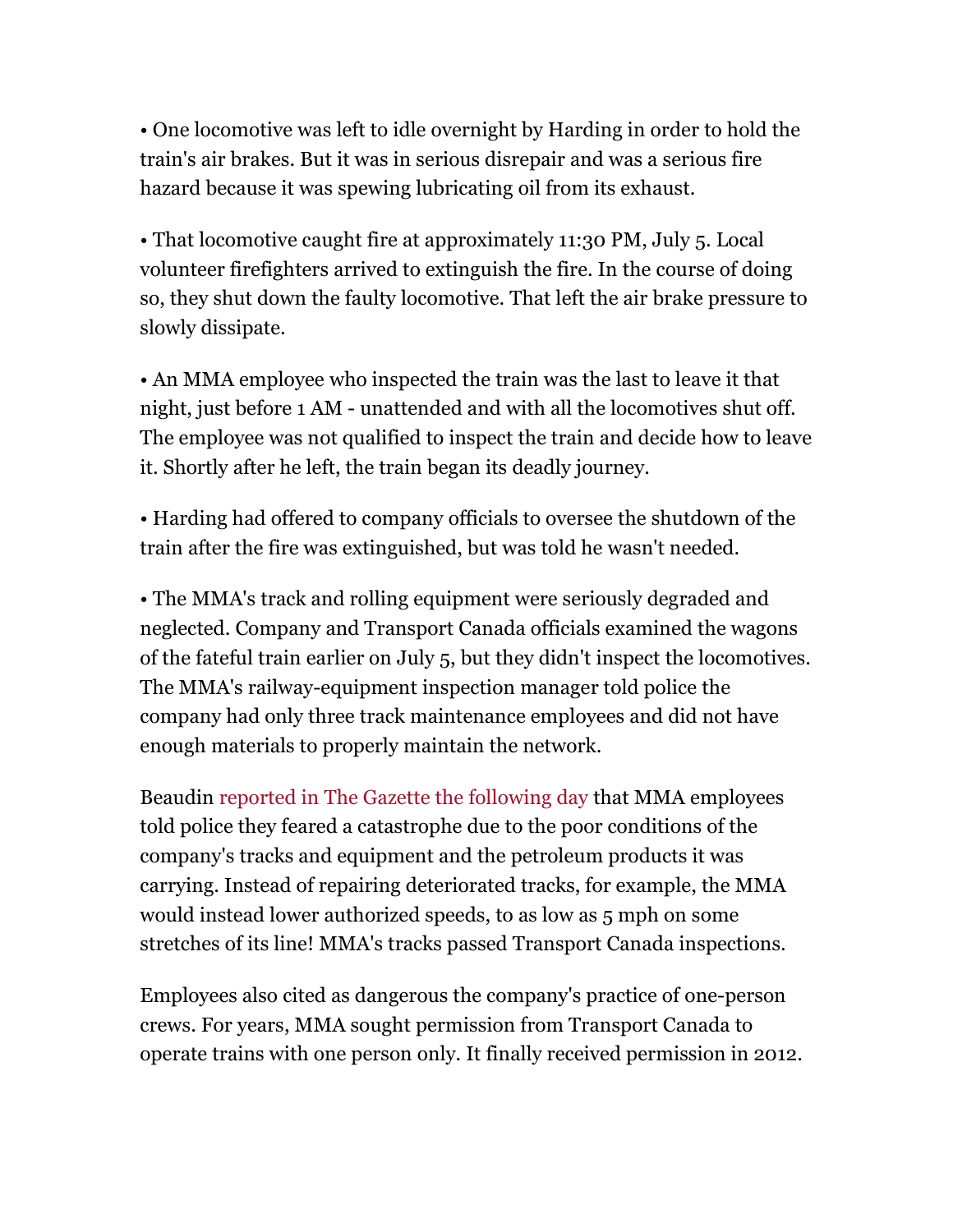- One locomotive was left to idle overnight by Harding in order to hold the train's air brakes. But it was in serious disrepair and was a serious fire hazard because it was spewing lubricating oil from its exhaust.

- That locomotive caught fire at approximately 11:30 PM, July 5. Local volunteer firefighters arrived to extinguish the fire. In the course of doing so, they shut down the faulty locomotive. That left the air brake pressure to slowly dissipate.

- An MMA employee who inspected the train was the last to leave it that night, just before 1 AM - unattended and with all the locomotives shut off. The employee was not qualified to inspect the train and decide how to leave it. Shortly after he left, the train began its deadly journey.

- Harding had offered to company officials to oversee the shutdown of the train after the fire was extinguished, but was told he wasn't needed.

- The MMA's track and rolling equipment were seriously degraded and neglected. Company and Transport Canada officials examined the wagons of the fateful train earlier on July 5, but they didn't inspect the locomotives. The MMA's railway-equipment inspection manager told police the company had only three track maintenance employees and did not have enough materials to properly maintain the network.

Beaudin reported in The Gazette the following day that MMA employees told police they feared a catastrophe due to the poor conditions of the company's tracks and equipment and the petroleum products it was carrying. Instead of repairing deteriorated tracks, for example, the MMA would instead lower authorized speeds, to as low as 5 mph on some stretches of its line! MMA's tracks passed Transport Canada inspections.

Employees also cited as dangerous the company's practice of one-person crews. For years, MMA sought permission from Transport Canada to operate trains with one person only. It finally received permission in 2012.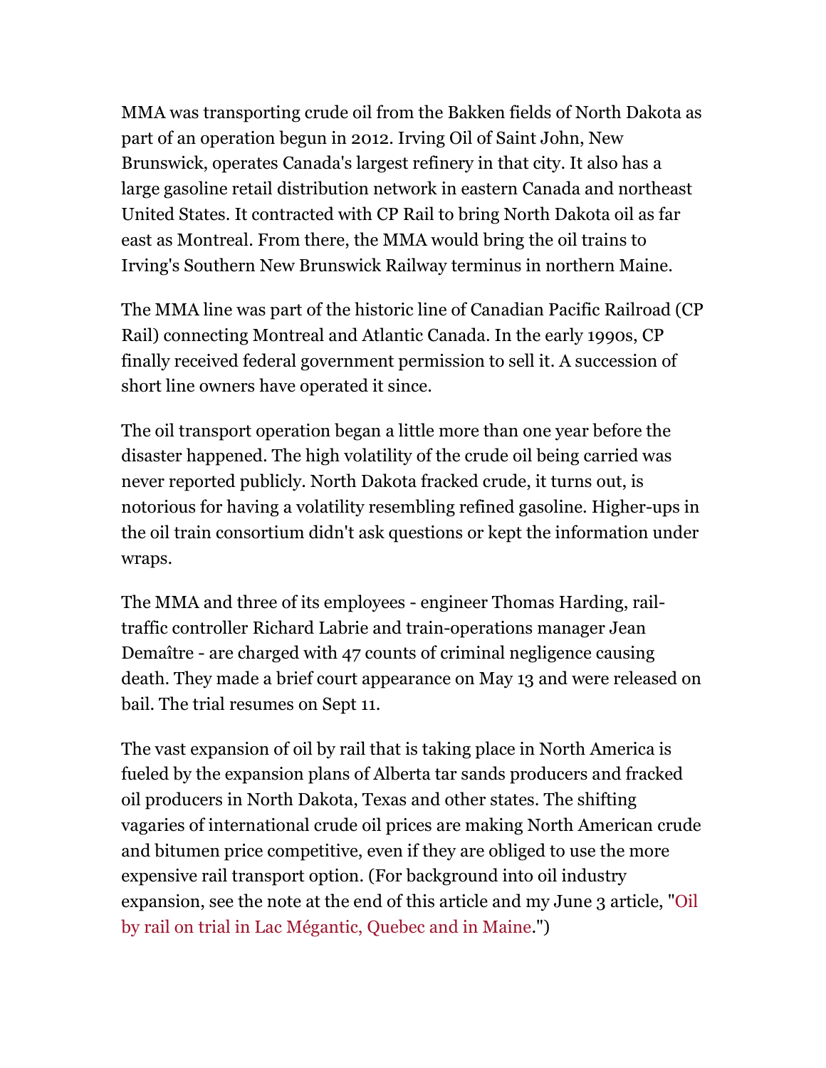MMA was transporting crude oil from the Bakken fields of North Dakota as part of an operation begun in 2012. Irving Oil of Saint John, New Brunswick, operates Canada's largest refinery in that city. It also has a large gasoline retail distribution network in eastern Canada and northeast United States. It contracted with CP Rail to bring North Dakota oil as far east as Montreal. From there, the MMA would bring the oil trains to Irving's Southern New Brunswick Railway terminus in northern Maine.

The MMA line was part of the historic line of Canadian Pacific Railroad (CP Rail) connecting Montreal and Atlantic Canada. In the early 1990s, CP finally received federal government permission to sell it. A succession of short line owners have operated it since.

The oil transport operation began a little more than one year before the disaster happened. The high volatility of the crude oil being carried was never reported publicly. North Dakota fracked crude, it turns out, is notorious for having a volatility resembling refined gasoline. Higher-ups in the oil train consortium didn't ask questions or kept the information under wraps.

The MMA and three of its employees - engineer Thomas Harding, rail-traffic controller Richard Labrie and train-operations manager Jean Demaître - are charged with 47 counts of criminal negligence causing death. They made a brief court appearance on May 13 and were released on bail. The trial resumes on Sept 11.

The vast expansion of oil by rail that is taking place in North America is fueled by the expansion plans of Alberta tar sands producers and fracked oil producers in North Dakota, Texas and other states. The shifting vagaries of international crude oil prices are making North American crude and bitumen price competitive, even if they are obliged to use the more expensive rail transport option. (For background into oil industry expansion, see the note at the end of this article and my June 3 article, "Oil by rail on trial in Lac Mégantic, Quebec and in Maine.")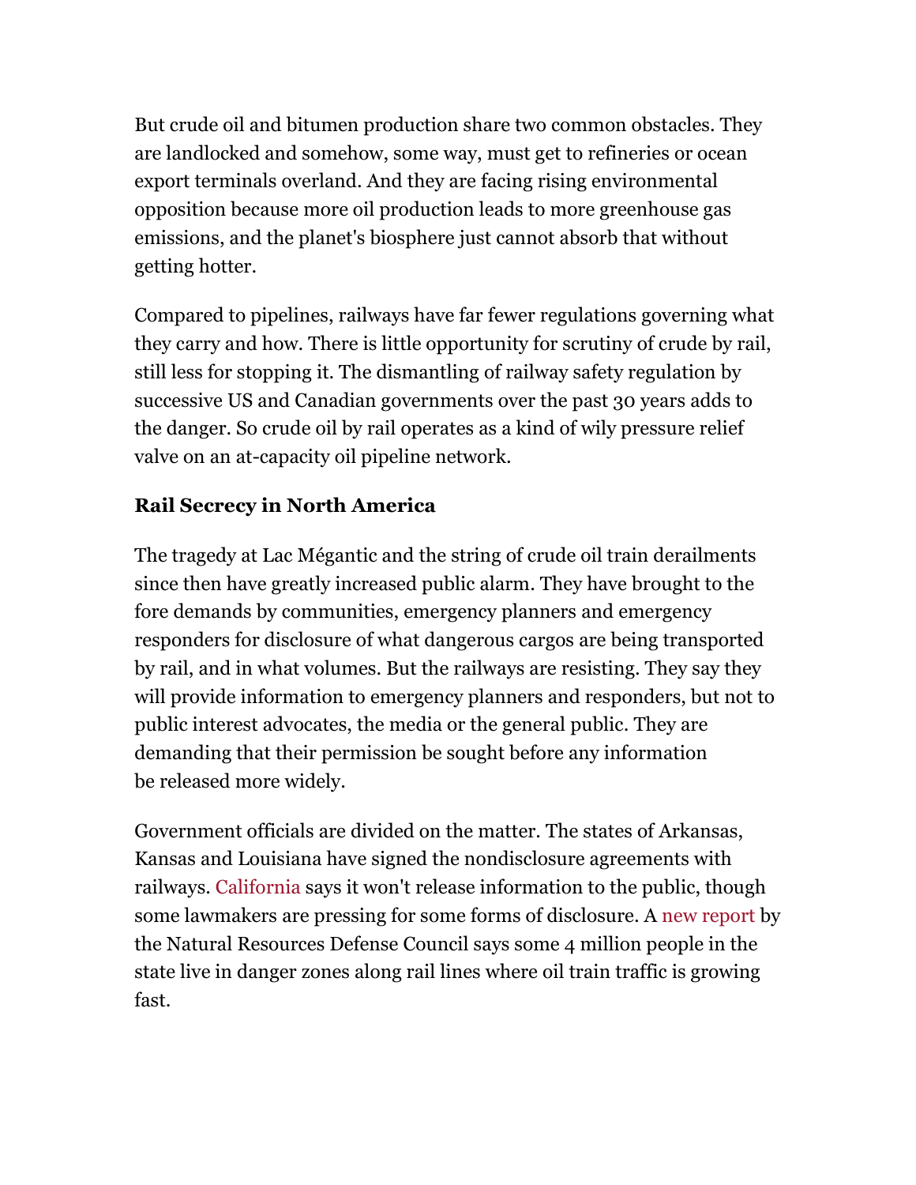But crude oil and bitumen production share two common obstacles. They are landlocked and somehow, some way, must get to refineries or ocean export terminals overland. And they are facing rising environmental opposition because more oil production leads to more greenhouse gas emissions, and the planet's biosphere just cannot absorb that without getting hotter.

Compared to pipelines, railways have far fewer regulations governing what they carry and how. There is little opportunity for scrutiny of crude by rail, still less for stopping it. The dismantling of railway safety regulation by successive US and Canadian governments over the past 30 years adds to the danger. So crude oil by rail operates as a kind of wily pressure relief valve on an at-capacity oil pipeline network.

**Rail Secrecy in North America**

The tragedy at Lac Mégantic and the string of crude oil train derailments since then have greatly increased public alarm. They have brought to the fore demands by communities, emergency planners and emergency responders for disclosure of what dangerous cargos are being transported by rail, and in what volumes. But the railways are resisting. They say they will provide information to emergency planners and responders, but not to public interest advocates, the media or the general public. They are demanding that their permission be sought before any information be released more widely.

Government officials are divided on the matter. The states of Arkansas, Kansas and Louisiana have signed the nondisclosure agreements with railways. California says it won't release information to the public, though some lawmakers are pressing for some forms of disclosure. A new report by the Natural Resources Defense Council says some 4 million people in the state live in danger zones along rail lines where oil train traffic is growing fast.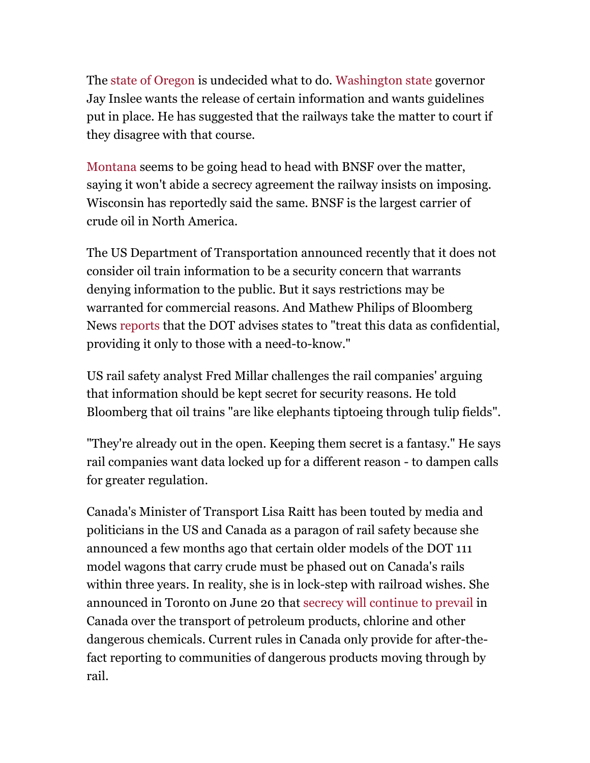The state of Oregon is undecided what to do. Washington state governor Jay Inslee wants the release of certain information and wants guidelines put in place. He has suggested that the railways take the matter to court if they disagree with that course.

Montana seems to be going head to head with BNSF over the matter, saying it won't abide a secrecy agreement the railway insists on imposing. Wisconsin has reportedly said the same. BNSF is the largest carrier of crude oil in North America.

The US Department of Transportation announced recently that it does not consider oil train information to be a security concern that warrants denying information to the public. But it says restrictions may be warranted for commercial reasons. And Mathew Philips of Bloomberg News reports that the DOT advises states to "treat this data as confidential, providing it only to those with a need-to-know."

US rail safety analyst Fred Millar challenges the rail companies' arguing that information should be kept secret for security reasons. He told Bloomberg that oil trains "are like elephants tiptoeing through tulip fields".

"They're already out in the open. Keeping them secret is a fantasy." He says rail companies want data locked up for a different reason - to dampen calls for greater regulation.

Canada's Minister of Transport Lisa Raitt has been touted by media and politicians in the US and Canada as a paragon of rail safety because she announced a few months ago that certain older models of the DOT 111 model wagons that carry crude must be phased out on Canada's rails within three years. In reality, she is in lock-step with railroad wishes. She announced in Toronto on June 20 that secrecy will continue to prevail in Canada over the transport of petroleum products, chlorine and other dangerous chemicals. Current rules in Canada only provide for after-the-fact reporting to communities of dangerous products moving through by rail.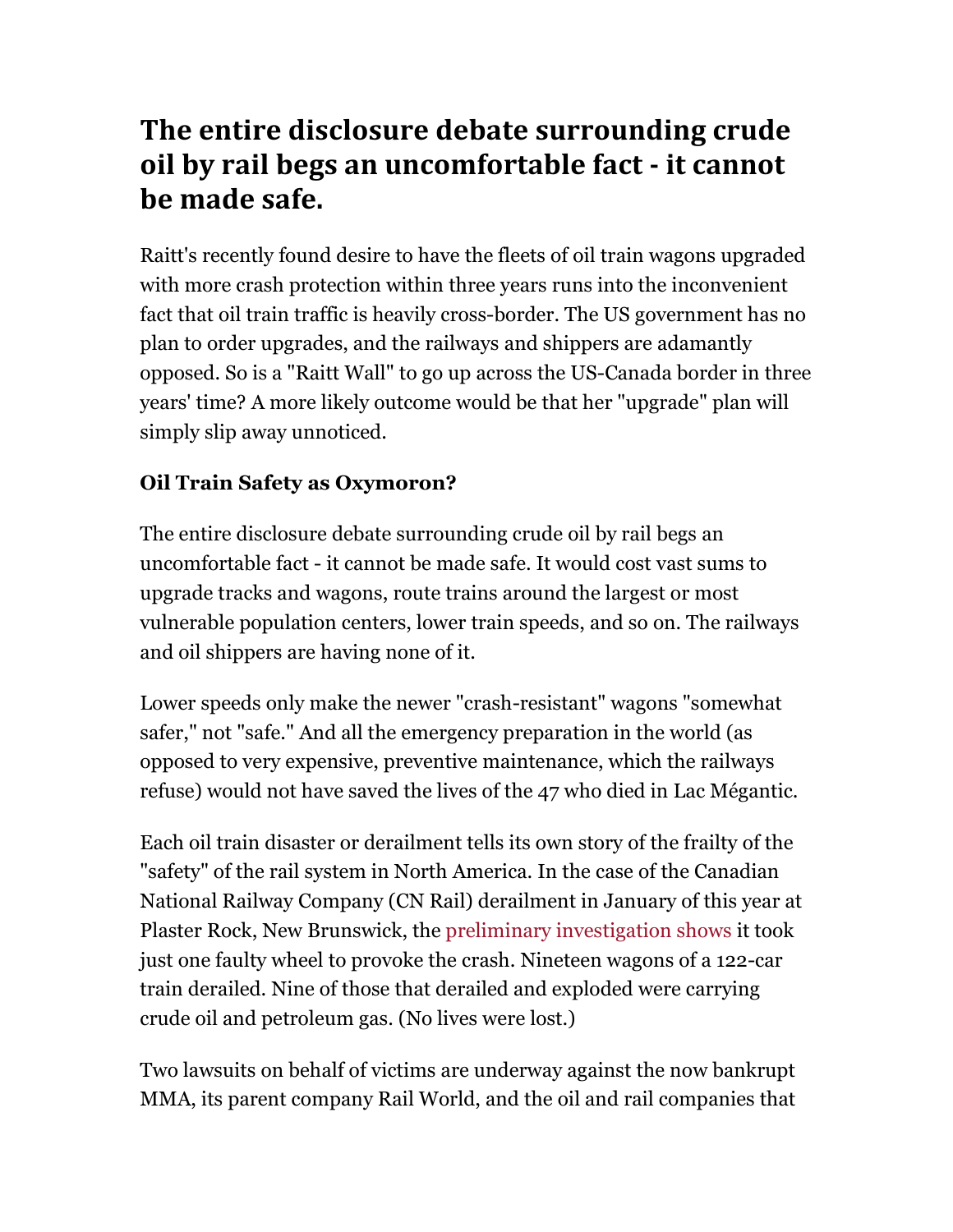# The entire disclosure debate surrounding crude oil by rail begs an uncomfortable fact - it cannot be made safe.

Raitt's recently found desire to have the fleets of oil train wagons upgraded with more crash protection within three years runs into the inconvenient fact that oil train traffic is heavily cross-border. The US government has no plan to order upgrades, and the railways and shippers are adamantly opposed. So is a "Raitt Wall" to go up across the US-Canada border in three years' time? A more likely outcome would be that her "upgrade" plan will simply slip away unnoticed.

### Oil Train Safety as Oxymoron?

The entire disclosure debate surrounding crude oil by rail begs an uncomfortable fact - it cannot be made safe. It would cost vast sums to upgrade tracks and wagons, route trains around the largest or most vulnerable population centers, lower train speeds, and so on. The railways and oil shippers are having none of it.

Lower speeds only make the newer "crash-resistant" wagons "somewhat safer," not "safe." And all the emergency preparation in the world (as opposed to very expensive, preventive maintenance, which the railways refuse) would not have saved the lives of the 47 who died in Lac Mégantic.

Each oil train disaster or derailment tells its own story of the frailty of the "safety" of the rail system in North America. In the case of the Canadian National Railway Company (CN Rail) derailment in January of this year at Plaster Rock, New Brunswick, the preliminary investigation shows it took just one faulty wheel to provoke the crash. Nineteen wagons of a 122-car train derailed. Nine of those that derailed and exploded were carrying crude oil and petroleum gas. (No lives were lost.)

Two lawsuits on behalf of victims are underway against the now bankrupt MMA, its parent company Rail World, and the oil and rail companies that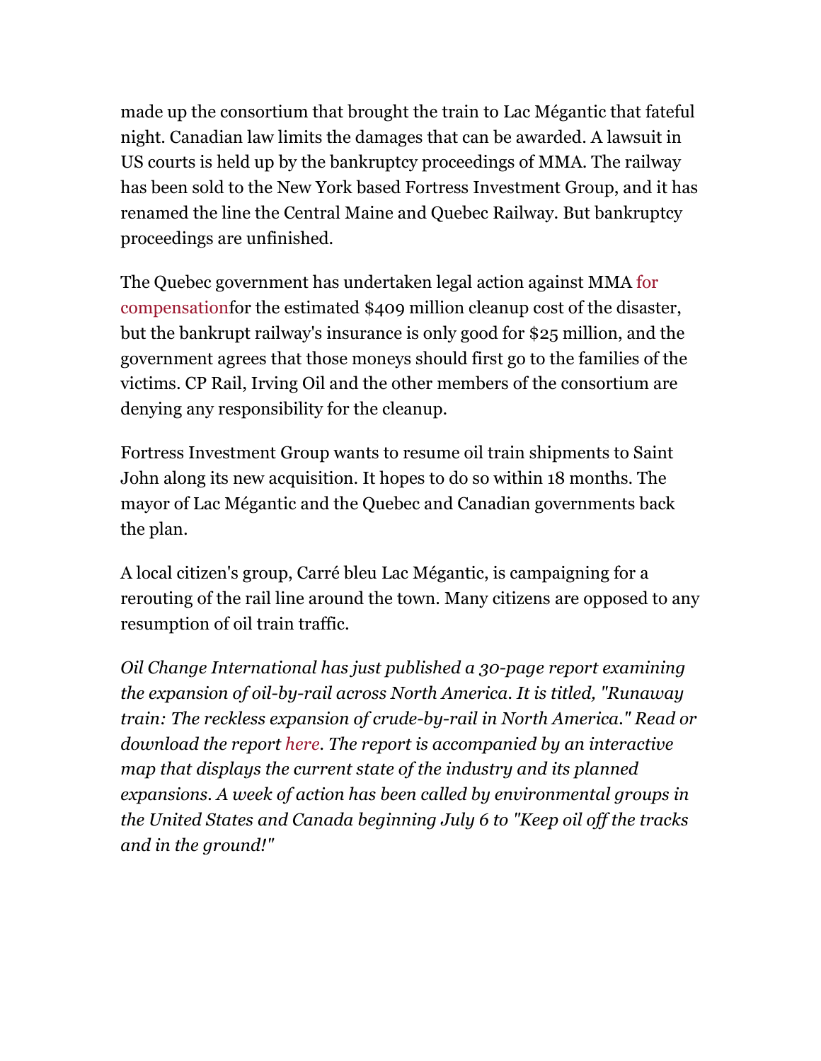made up the consortium that brought the train to Lac Mégantic that fateful night. Canadian law limits the damages that can be awarded. A lawsuit in US courts is held up by the bankruptcy proceedings of MMA. The railway has been sold to the New York based Fortress Investment Group, and it has renamed the line the Central Maine and Quebec Railway. But bankruptcy proceedings are unfinished.

The Quebec government has undertaken legal action against MMA for compensationfor the estimated $409 million cleanup cost of the disaster, but the bankrupt railway's insurance is only good for $25 million, and the government agrees that those moneys should first go to the families of the victims. CP Rail, Irving Oil and the other members of the consortium are denying any responsibility for the cleanup.

Fortress Investment Group wants to resume oil train shipments to Saint John along its new acquisition. It hopes to do so within 18 months. The mayor of Lac Mégantic and the Quebec and Canadian governments back the plan.

A local citizen's group, Carré bleu Lac Mégantic, is campaigning for a rerouting of the rail line around the town. Many citizens are opposed to any resumption of oil train traffic.

*Oil Change International has just published a 30-page report examining the expansion of oil-by-rail across North America. It is titled, "Runaway train: The reckless expansion of crude-by-rail in North America." Read or download the report here. The report is accompanied by an interactive map that displays the current state of the industry and its planned expansions. A week of action has been called by environmental groups in the United States and Canada beginning July 6 to "Keep oil off the tracks and in the ground!"*